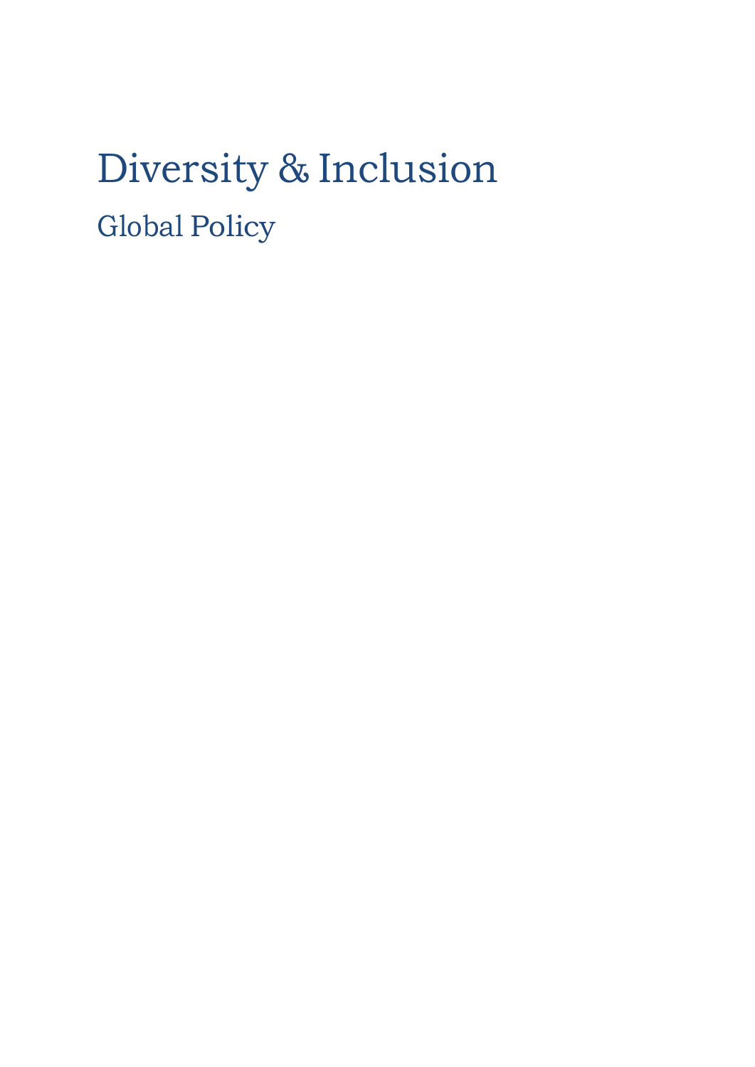# Diversity & Inclusion

## Global Policy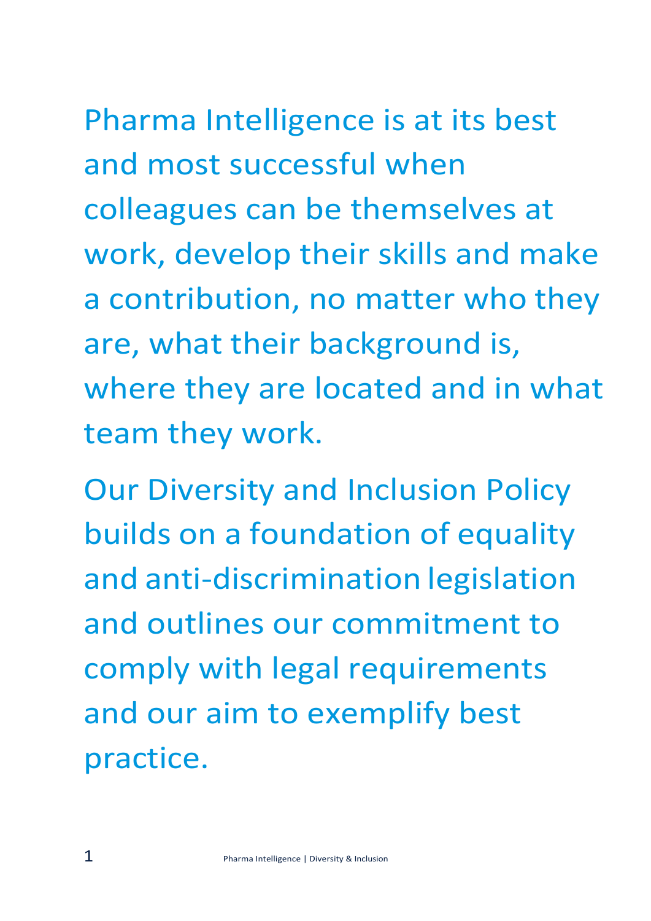Pharma Intelligence is at its best and most successful when colleagues can be themselves at work, develop their skills and make a contribution, no matter who they are, what their background is, where they are located and in what team they work.

Our Diversity and Inclusion Policy builds on a foundation of equality and anti-discrimination legislation and outlines our commitment to comply with legal requirements and our aim to exemplify best practice.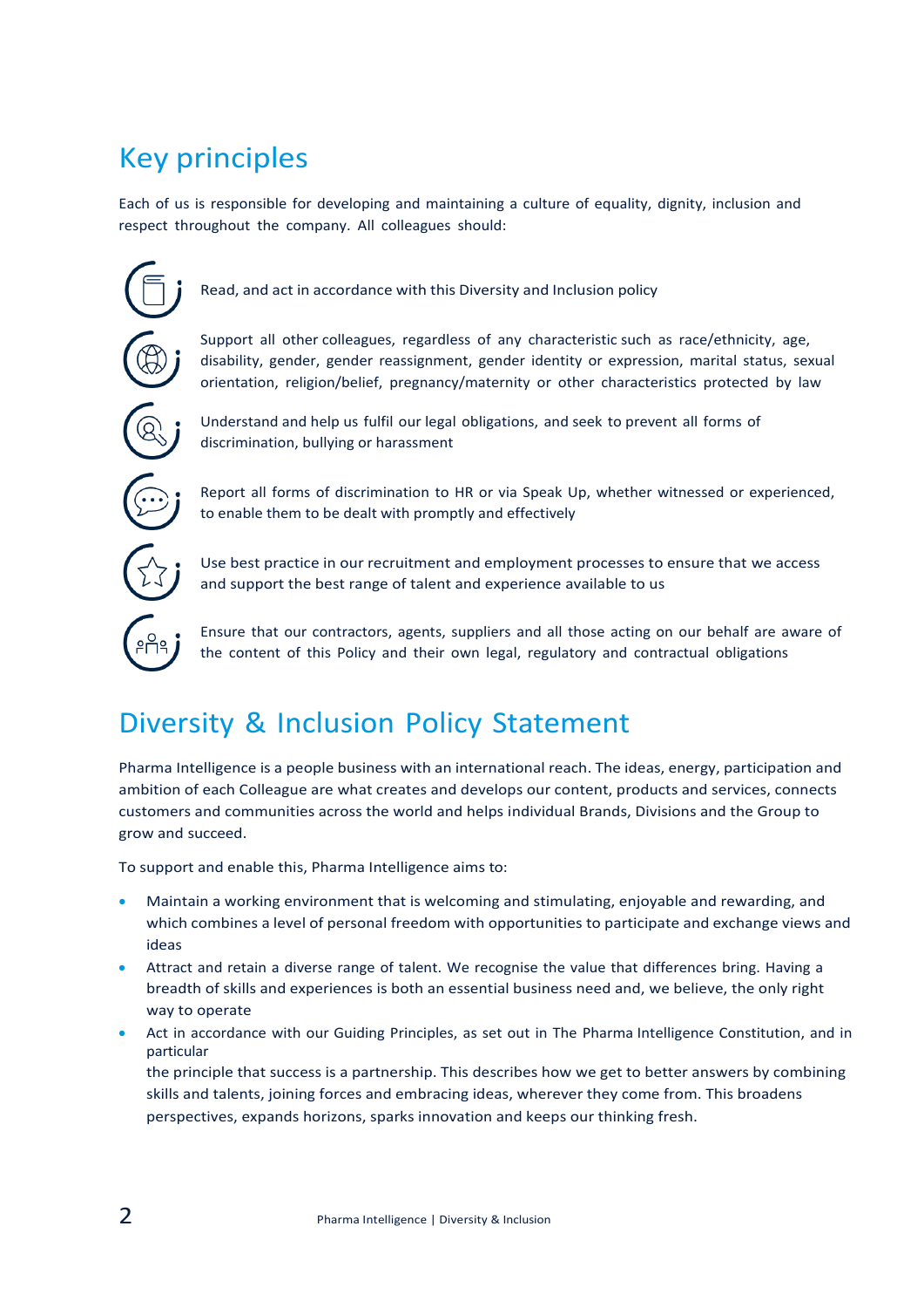## Key principles

Each of us is responsible for developing and maintaining a culture of equality, dignity, inclusion and respect throughout the company. All colleagues should:

- Read, and act in accordance with this Diversity and Inclusion policy
- Support all other colleagues, regardless of any characteristic such as race/ethnicity, age, disability, gender, gender reassignment, gender identity or expression, marital status, sexual orientation, religion/belief, pregnancy/maternity or other characteristics protected by law
- Understand and help us fulfil our legal obligations, and seek to prevent all forms of discrimination, bullying or harassment
- Report all forms of discrimination to HR or via Speak Up, whether witnessed or experienced, to enable them to be dealt with promptly and effectively
- Use best practice in our recruitment and employment processes to ensure that we access and support the best range of talent and experience available to us
- Ensure that our contractors, agents, suppliers and all those acting on our behalf are aware of the content of this Policy and their own legal, regulatory and contractual obligations

## Diversity & Inclusion Policy Statement

Pharma Intelligence is a people business with an international reach. The ideas, energy, participation and ambition of each Colleague are what creates and develops our content, products and services, connects customers and communities across the world and helps individual Brands, Divisions and the Group to grow and succeed.

To support and enable this, Pharma Intelligence aims to:

- Maintain a working environment that is welcoming and stimulating, enjoyable and rewarding, and which combines a level of personal freedom with opportunities to participate and exchange views and ideas
- Attract and retain a diverse range of talent. We recognise the value that differences bring. Having a breadth of skills and experiences is both an essential business need and, we believe, the only right way to operate
- Act in accordance with our Guiding Principles, as set out in The Pharma Intelligence Constitution, and in particular
  the principle that success is a partnership. This describes how we get to better answers by combining skills and talents, joining forces and embracing ideas, wherever they come from. This broadens perspectives, expands horizons, sparks innovation and keeps our thinking fresh.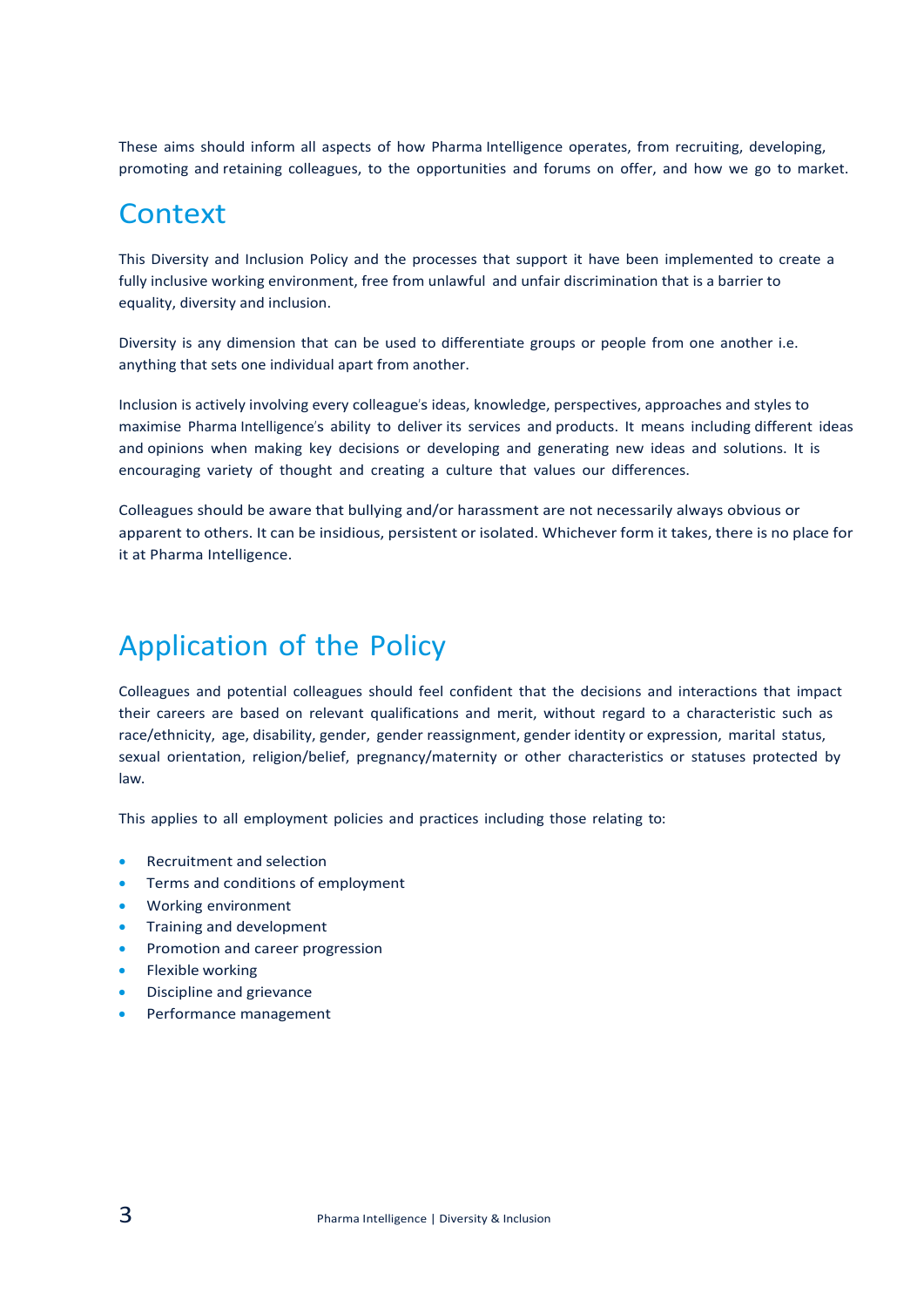These aims should inform all aspects of how Pharma Intelligence operates, from recruiting, developing, promoting and retaining colleagues, to the opportunities and forums on offer, and how we go to market.

## Context

This Diversity and Inclusion Policy and the processes that support it have been implemented to create a fully inclusive working environment, free from unlawful and unfair discrimination that is a barrier to equality, diversity and inclusion.

Diversity is any dimension that can be used to differentiate groups or people from one another i.e. anything that sets one individual apart from another.

Inclusion is actively involving every colleague's ideas, knowledge, perspectives, approaches and styles to maximise Pharma Intelligence's ability to deliver its services and products. It means including different ideas and opinions when making key decisions or developing and generating new ideas and solutions. It is encouraging variety of thought and creating a culture that values our differences.

Colleagues should be aware that bullying and/or harassment are not necessarily always obvious or apparent to others. It can be insidious, persistent or isolated. Whichever form it takes, there is no place for it at Pharma Intelligence.

## Application of the Policy

Colleagues and potential colleagues should feel confident that the decisions and interactions that impact their careers are based on relevant qualifications and merit, without regard to a characteristic such as race/ethnicity, age, disability, gender, gender reassignment, gender identity or expression, marital status, sexual orientation, religion/belief, pregnancy/maternity or other characteristics or statuses protected by law.

This applies to all employment policies and practices including those relating to:

- Recruitment and selection
- Terms and conditions of employment
- Working environment
- Training and development
- Promotion and career progression
- Flexible working
- Discipline and grievance
- Performance management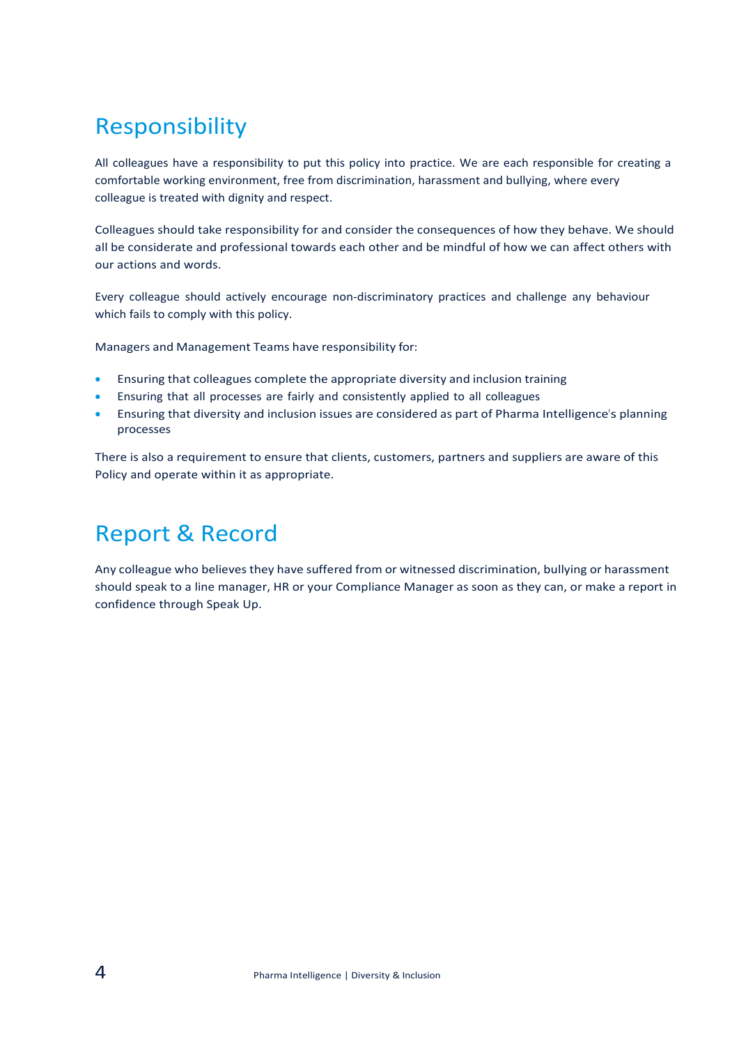## Responsibility

All colleagues have a responsibility to put this policy into practice. We are each responsible for creating a comfortable working environment, free from discrimination, harassment and bullying, where every colleague is treated with dignity and respect.

Colleagues should take responsibility for and consider the consequences of how they behave. We should all be considerate and professional towards each other and be mindful of how we can affect others with our actions and words.

Every colleague should actively encourage non-discriminatory practices and challenge any behaviour which fails to comply with this policy.

Managers and Management Teams have responsibility for:

- Ensuring that colleagues complete the appropriate diversity and inclusion training
- Ensuring that all processes are fairly and consistently applied to all colleagues
- Ensuring that diversity and inclusion issues are considered as part of Pharma Intelligence's planning processes

There is also a requirement to ensure that clients, customers, partners and suppliers are aware of this Policy and operate within it as appropriate.

## Report & Record

Any colleague who believes they have suffered from or witnessed discrimination, bullying or harassment should speak to a line manager, HR or your Compliance Manager as soon as they can, or make a report in confidence through Speak Up.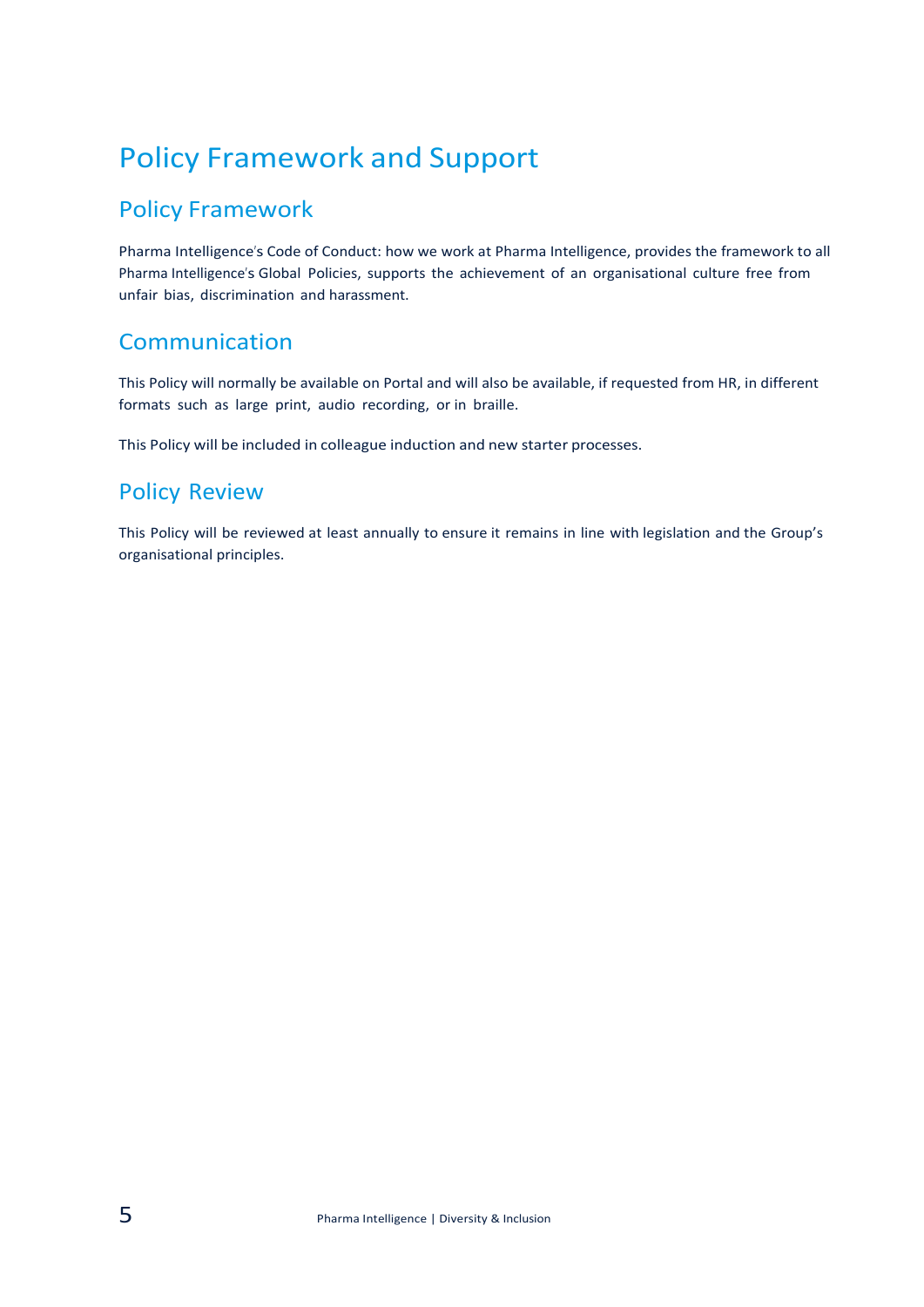# Policy Framework and Support

## Policy Framework

Pharma Intelligence's Code of Conduct: how we work at Pharma Intelligence, provides the framework to all Pharma Intelligence's Global Policies, supports the achievement of an organisational culture free from unfair bias, discrimination and harassment.

## Communication

This Policy will normally be available on Portal and will also be available, if requested from HR, in different formats such as large print, audio recording, or in braille.

This Policy will be included in colleague induction and new starter processes.

## Policy Review

This Policy will be reviewed at least annually to ensure it remains in line with legislation and the Group's organisational principles.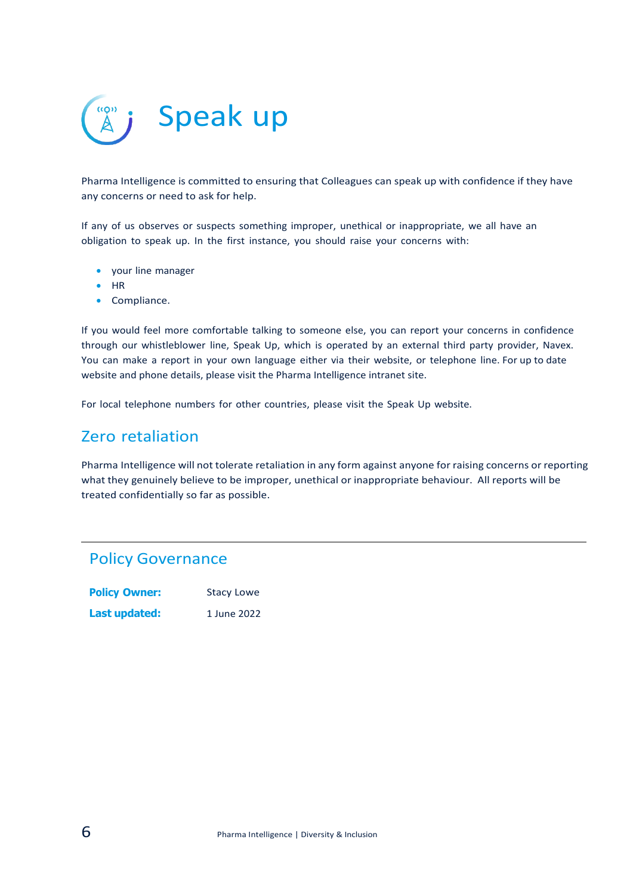# Speak up

Pharma Intelligence is committed to ensuring that Colleagues can speak up with confidence if they have any concerns or need to ask for help.

If any of us observes or suspects something improper, unethical or inappropriate, we all have an obligation to speak up. In the first instance, you should raise your concerns with:

- your line manager
- HR
- Compliance.

If you would feel more comfortable talking to someone else, you can report your concerns in confidence through our whistleblower line, Speak Up, which is operated by an external third party provider, Navex. You can make a report in your own language either via their website, or telephone line. For up to date website and phone details, please visit the Pharma Intelligence intranet site.

For local telephone numbers for other countries, please visit the Speak Up website.

## Zero retaliation

Pharma Intelligence will not tolerate retaliation in any form against anyone for raising concerns or reporting what they genuinely believe to be improper, unethical or inappropriate behaviour. All reports will be treated confidentially so far as possible.

---

## Policy Governance

| | |
|---|---|
| **Policy Owner:** | Stacy Lowe |
| **Last updated:** | 1 June 2022 |